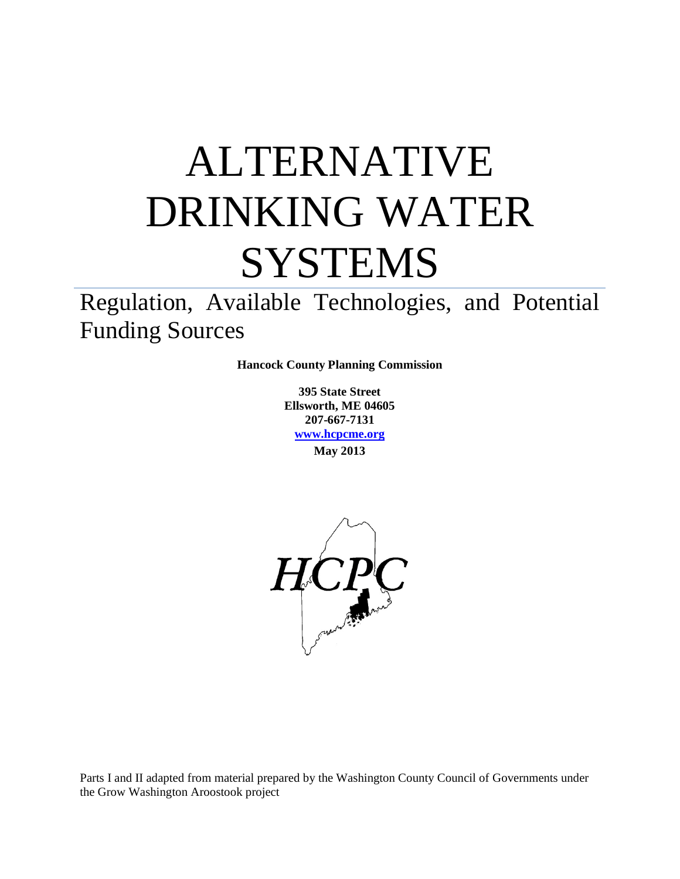# ALTERNATIVE DRINKING WATER SYSTEMS

## Regulation, Available Technologies, and Potential Funding Sources

**Hancock County Planning Commission**

**395 State Street**
**Ellsworth, ME 04605**
**207-667-7131**
**[www.hcpcme.org](http://www.hcpcme.org)**
**May 2013**

HCPC

Parts I and II adapted from material prepared by the Washington County Council of Governments under the Grow Washington Aroostook project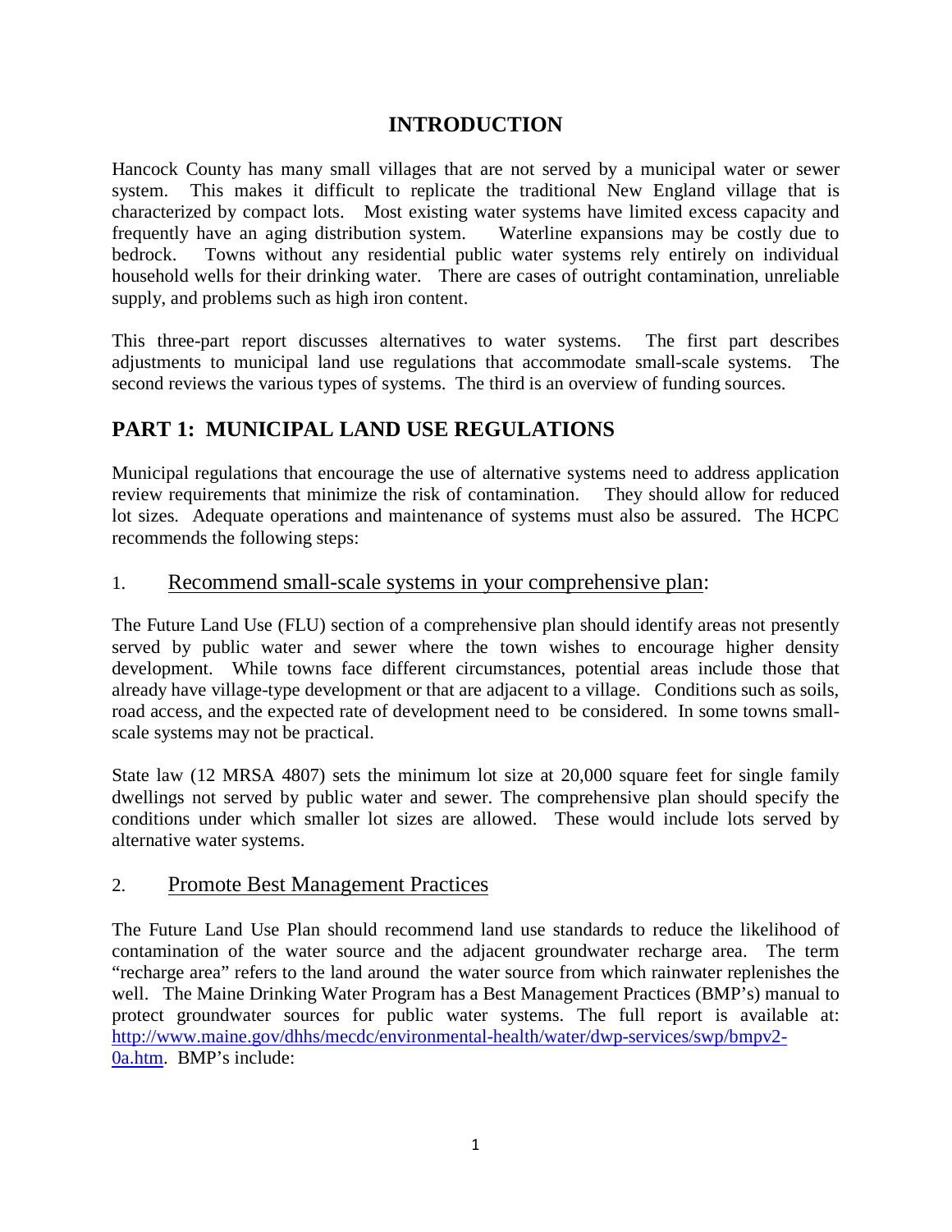# INTRODUCTION

Hancock County has many small villages that are not served by a municipal water or sewer system. This makes it difficult to replicate the traditional New England village that is characterized by compact lots. Most existing water systems have limited excess capacity and frequently have an aging distribution system. Waterline expansions may be costly due to bedrock. Towns without any residential public water systems rely entirely on individual household wells for their drinking water. There are cases of outright contamination, unreliable supply, and problems such as high iron content.

This three-part report discusses alternatives to water systems. The first part describes adjustments to municipal land use regulations that accommodate small-scale systems. The second reviews the various types of systems. The third is an overview of funding sources.

## PART 1: MUNICIPAL LAND USE REGULATIONS

Municipal regulations that encourage the use of alternative systems need to address application review requirements that minimize the risk of contamination. They should allow for reduced lot sizes. Adequate operations and maintenance of systems must also be assured. The HCPC recommends the following steps:

### 1. Recommend small-scale systems in your comprehensive plan:

The Future Land Use (FLU) section of a comprehensive plan should identify areas not presently served by public water and sewer where the town wishes to encourage higher density development. While towns face different circumstances, potential areas include those that already have village-type development or that are adjacent to a village. Conditions such as soils, road access, and the expected rate of development need to be considered. In some towns small-scale systems may not be practical.

State law (12 MRSA 4807) sets the minimum lot size at 20,000 square feet for single family dwellings not served by public water and sewer. The comprehensive plan should specify the conditions under which smaller lot sizes are allowed. These would include lots served by alternative water systems.

### 2. Promote Best Management Practices

The Future Land Use Plan should recommend land use standards to reduce the likelihood of contamination of the water source and the adjacent groundwater recharge area. The term "recharge area" refers to the land around the water source from which rainwater replenishes the well. The Maine Drinking Water Program has a Best Management Practices (BMP's) manual to protect groundwater sources for public water systems. The full report is available at: [http://www.maine.gov/dhhs/mecdc/environmental-health/water/dwp-services/swp/bmpv2-0a.htm](http://www.maine.gov/dhhs/mecdc/environmental-health/water/dwp-services/swp/bmpv2-0a.htm). BMP's include: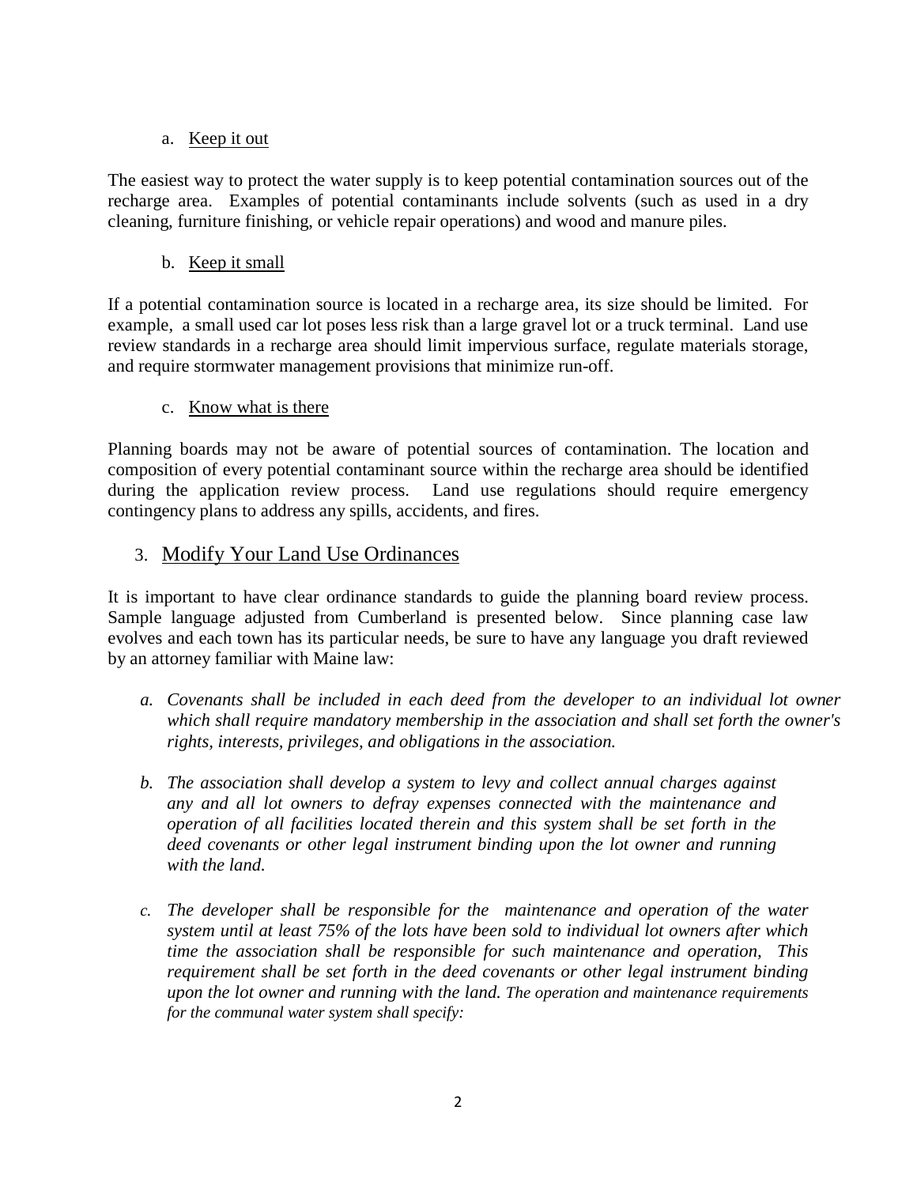a. Keep it out

The easiest way to protect the water supply is to keep potential contamination sources out of the recharge area. Examples of potential contaminants include solvents (such as used in a dry cleaning, furniture finishing, or vehicle repair operations) and wood and manure piles.

b. Keep it small

If a potential contamination source is located in a recharge area, its size should be limited. For example, a small used car lot poses less risk than a large gravel lot or a truck terminal. Land use review standards in a recharge area should limit impervious surface, regulate materials storage, and require stormwater management provisions that minimize run-off.

c. Know what is there

Planning boards may not be aware of potential sources of contamination. The location and composition of every potential contaminant source within the recharge area should be identified during the application review process. Land use regulations should require emergency contingency plans to address any spills, accidents, and fires.

## 3. Modify Your Land Use Ordinances

It is important to have clear ordinance standards to guide the planning board review process. Sample language adjusted from Cumberland is presented below. Since planning case law evolves and each town has its particular needs, be sure to have any language you draft reviewed by an attorney familiar with Maine law:

*a. Covenants shall be included in each deed from the developer to an individual lot owner which shall require mandatory membership in the association and shall set forth the owner's rights, interests, privileges, and obligations in the association.*

*b. The association shall develop a system to levy and collect annual charges against any and all lot owners to defray expenses connected with the maintenance and operation of all facilities located therein and this system shall be set forth in the deed covenants or other legal instrument binding upon the lot owner and running with the land.*

*c. The developer shall be responsible for the maintenance and operation of the water system until at least 75% of the lots have been sold to individual lot owners after which time the association shall be responsible for such maintenance and operation, This requirement shall be set forth in the deed covenants or other legal instrument binding upon the lot owner and running with the land. The operation and maintenance requirements for the communal water system shall specify:*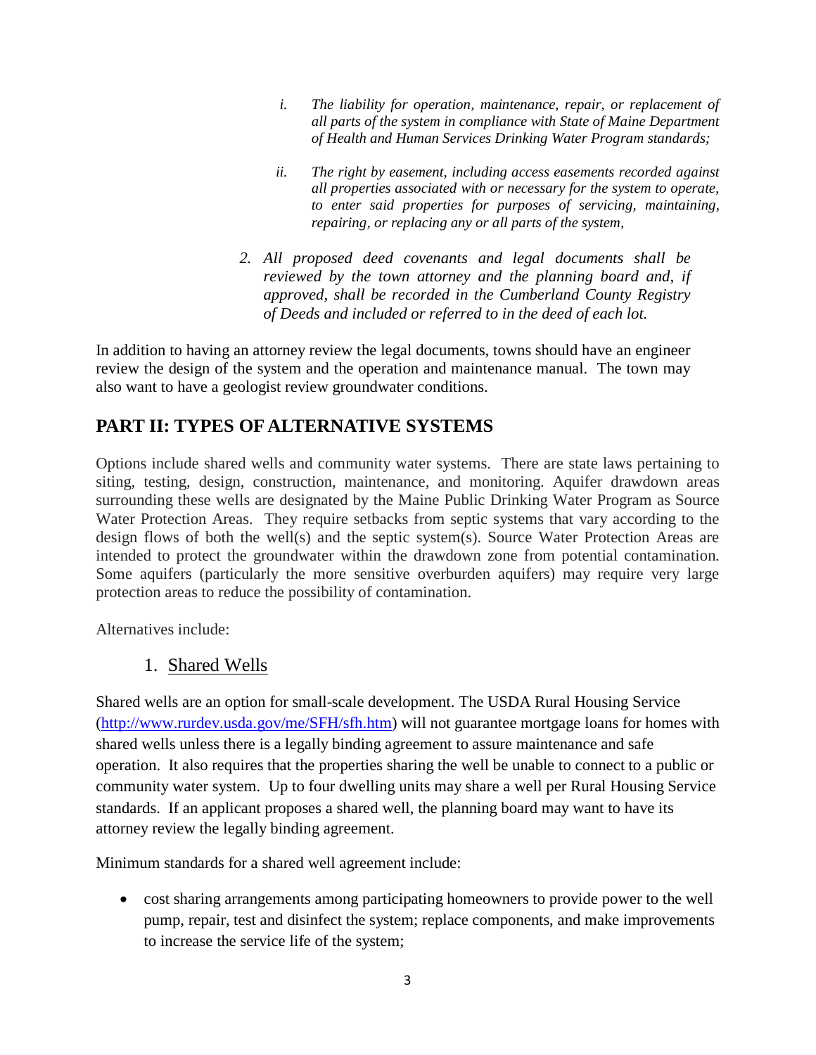*i. The liability for operation, maintenance, repair, or replacement of all parts of the system in compliance with State of Maine Department of Health and Human Services Drinking Water Program standards;*

*ii. The right by easement, including access easements recorded against all properties associated with or necessary for the system to operate, to enter said properties for purposes of servicing, maintaining, repairing, or replacing any or all parts of the system,*

*2. All proposed deed covenants and legal documents shall be reviewed by the town attorney and the planning board and, if approved, shall be recorded in the Cumberland County Registry of Deeds and included or referred to in the deed of each lot.*

In addition to having an attorney review the legal documents, towns should have an engineer review the design of the system and the operation and maintenance manual. The town may also want to have a geologist review groundwater conditions.

## PART II: TYPES OF ALTERNATIVE SYSTEMS

Options include shared wells and community water systems. There are state laws pertaining to siting, testing, design, construction, maintenance, and monitoring. Aquifer drawdown areas surrounding these wells are designated by the Maine Public Drinking Water Program as Source Water Protection Areas. They require setbacks from septic systems that vary according to the design flows of both the well(s) and the septic system(s). Source Water Protection Areas are intended to protect the groundwater within the drawdown zone from potential contamination. Some aquifers (particularly the more sensitive overburden aquifers) may require very large protection areas to reduce the possibility of contamination.

Alternatives include:

### 1. Shared Wells

Shared wells are an option for small-scale development. The USDA Rural Housing Service (http://www.rurdev.usda.gov/me/SFH/sfh.htm) will not guarantee mortgage loans for homes with shared wells unless there is a legally binding agreement to assure maintenance and safe operation. It also requires that the properties sharing the well be unable to connect to a public or community water system. Up to four dwelling units may share a well per Rural Housing Service standards. If an applicant proposes a shared well, the planning board may want to have its attorney review the legally binding agreement.

Minimum standards for a shared well agreement include:

- cost sharing arrangements among participating homeowners to provide power to the well pump, repair, test and disinfect the system; replace components, and make improvements to increase the service life of the system;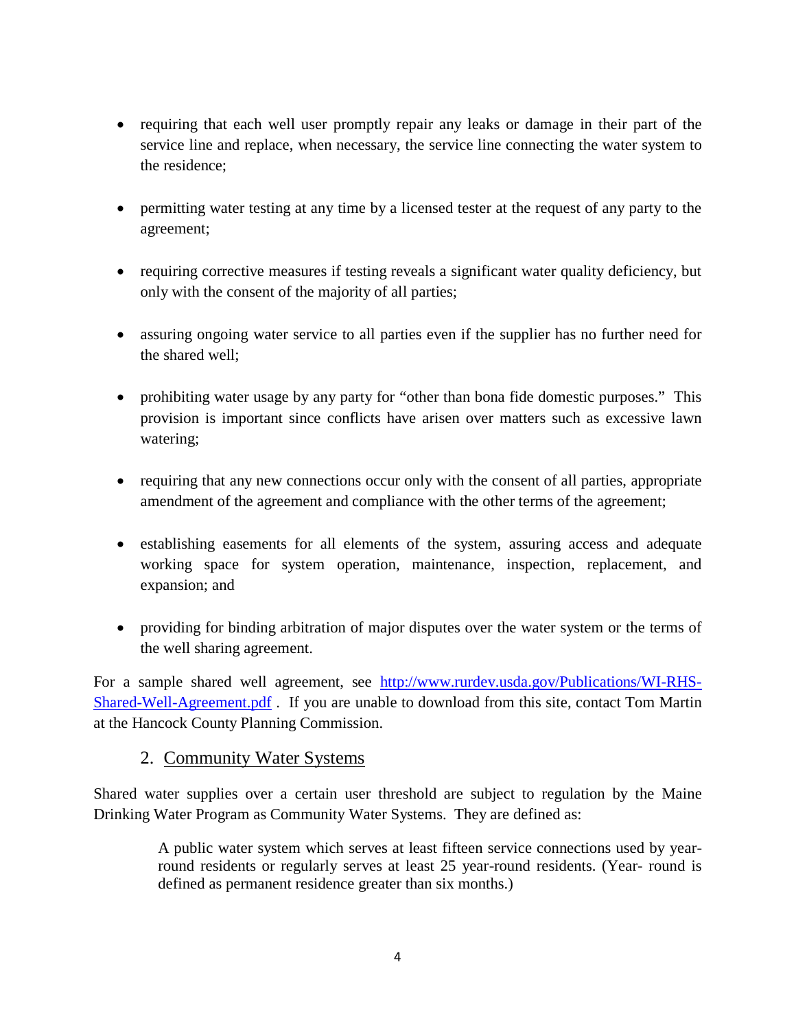- requiring that each well user promptly repair any leaks or damage in their part of the service line and replace, when necessary, the service line connecting the water system to the residence;

- permitting water testing at any time by a licensed tester at the request of any party to the agreement;

- requiring corrective measures if testing reveals a significant water quality deficiency, but only with the consent of the majority of all parties;

- assuring ongoing water service to all parties even if the supplier has no further need for the shared well;

- prohibiting water usage by any party for "other than bona fide domestic purposes." This provision is important since conflicts have arisen over matters such as excessive lawn watering;

- requiring that any new connections occur only with the consent of all parties, appropriate amendment of the agreement and compliance with the other terms of the agreement;

- establishing easements for all elements of the system, assuring access and adequate working space for system operation, maintenance, inspection, replacement, and expansion; and

- providing for binding arbitration of major disputes over the water system or the terms of the well sharing agreement.

For a sample shared well agreement, see [http://www.rurdev.usda.gov/Publications/WI-RHS-Shared-Well-Agreement.pdf](http://www.rurdev.usda.gov/Publications/WI-RHS-Shared-Well-Agreement.pdf) . If you are unable to download from this site, contact Tom Martin at the Hancock County Planning Commission.

## 2. Community Water Systems

Shared water supplies over a certain user threshold are subject to regulation by the Maine Drinking Water Program as Community Water Systems. They are defined as:

> A public water system which serves at least fifteen service connections used by year-round residents or regularly serves at least 25 year-round residents. (Year- round is defined as permanent residence greater than six months.)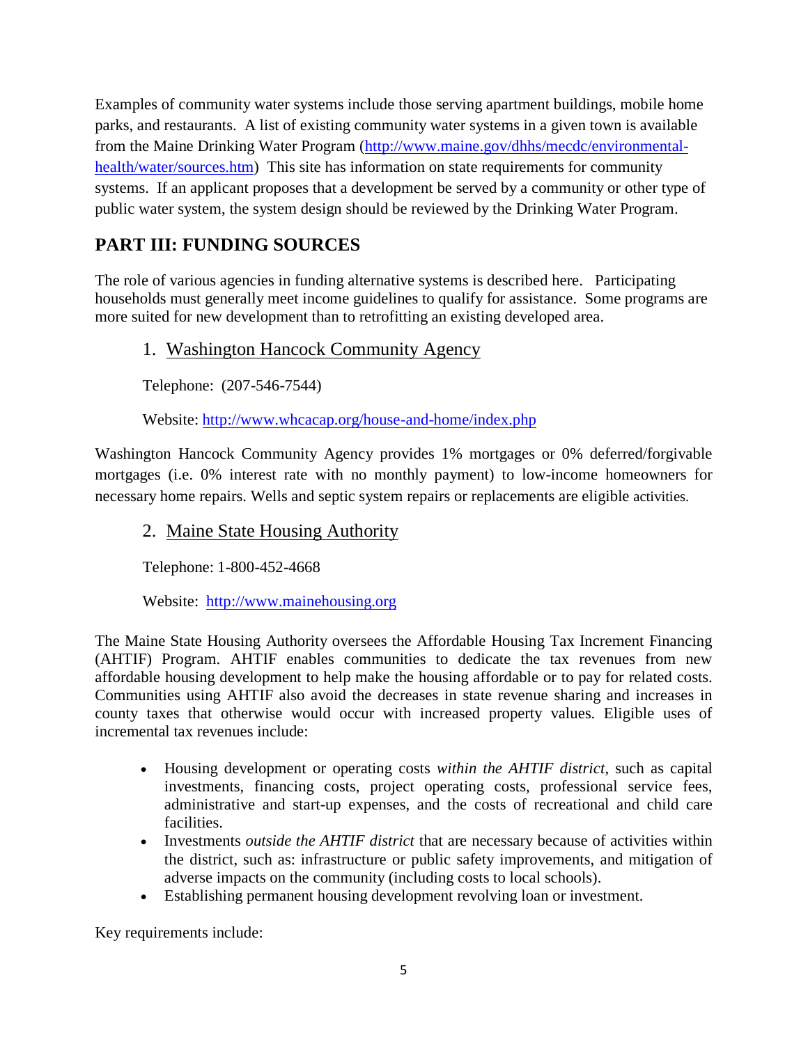Examples of community water systems include those serving apartment buildings, mobile home parks, and restaurants. A list of existing community water systems in a given town is available from the Maine Drinking Water Program (http://www.maine.gov/dhhs/mecdc/environmental-health/water/sources.htm) This site has information on state requirements for community systems. If an applicant proposes that a development be served by a community or other type of public water system, the system design should be reviewed by the Drinking Water Program.

## PART III: FUNDING SOURCES

The role of various agencies in funding alternative systems is described here. Participating households must generally meet income guidelines to qualify for assistance. Some programs are more suited for new development than to retrofitting an existing developed area.

### 1. Washington Hancock Community Agency

Telephone: (207-546-7544)

Website: http://www.whcacap.org/house-and-home/index.php

Washington Hancock Community Agency provides 1% mortgages or 0% deferred/forgivable mortgages (i.e. 0% interest rate with no monthly payment) to low-income homeowners for necessary home repairs. Wells and septic system repairs or replacements are eligible activities.

### 2. Maine State Housing Authority

Telephone: 1-800-452-4668

Website: http://www.mainehousing.org

The Maine State Housing Authority oversees the Affordable Housing Tax Increment Financing (AHTIF) Program. AHTIF enables communities to dedicate the tax revenues from new affordable housing development to help make the housing affordable or to pay for related costs. Communities using AHTIF also avoid the decreases in state revenue sharing and increases in county taxes that otherwise would occur with increased property values. Eligible uses of incremental tax revenues include:

- Housing development or operating costs *within the AHTIF district*, such as capital investments, financing costs, project operating costs, professional service fees, administrative and start-up expenses, and the costs of recreational and child care facilities.
- Investments *outside the AHTIF district* that are necessary because of activities within the district, such as: infrastructure or public safety improvements, and mitigation of adverse impacts on the community (including costs to local schools).
- Establishing permanent housing development revolving loan or investment.

Key requirements include: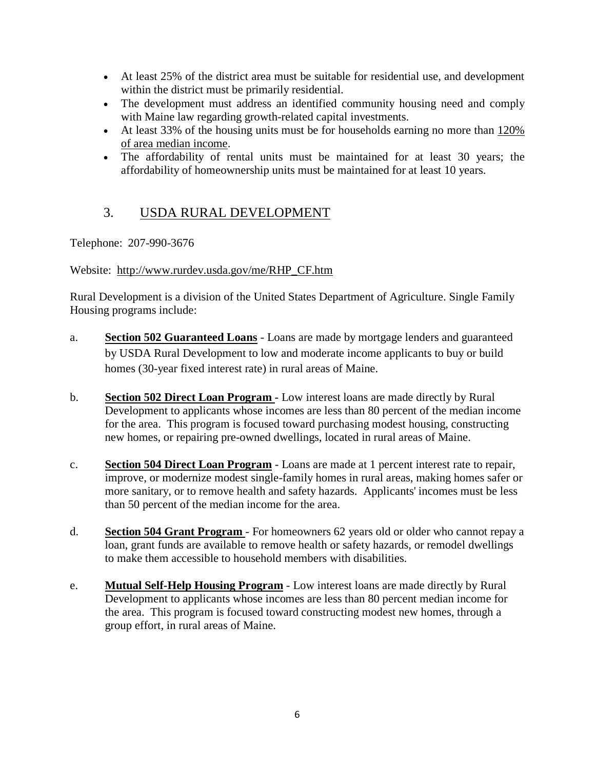- At least 25% of the district area must be suitable for residential use, and development within the district must be primarily residential.
- The development must address an identified community housing need and comply with Maine law regarding growth-related capital investments.
- At least 33% of the housing units must be for households earning no more than 120% of area median income.
- The affordability of rental units must be maintained for at least 30 years; the affordability of homeownership units must be maintained for at least 10 years.

## 3. USDA RURAL DEVELOPMENT

Telephone: 207-990-3676

Website: http://www.rurdev.usda.gov/me/RHP_CF.htm

Rural Development is a division of the United States Department of Agriculture. Single Family Housing programs include:

a. **Section 502 Guaranteed Loans** - Loans are made by mortgage lenders and guaranteed by USDA Rural Development to low and moderate income applicants to buy or build homes (30-year fixed interest rate) in rural areas of Maine.

b. **Section 502 Direct Loan Program** - Low interest loans are made directly by Rural Development to applicants whose incomes are less than 80 percent of the median income for the area. This program is focused toward purchasing modest housing, constructing new homes, or repairing pre-owned dwellings, located in rural areas of Maine.

c. **Section 504 Direct Loan Program** - Loans are made at 1 percent interest rate to repair, improve, or modernize modest single-family homes in rural areas, making homes safer or more sanitary, or to remove health and safety hazards. Applicants' incomes must be less than 50 percent of the median income for the area.

d. **Section 504 Grant Program** - For homeowners 62 years old or older who cannot repay a loan, grant funds are available to remove health or safety hazards, or remodel dwellings to make them accessible to household members with disabilities.

e. **Mutual Self-Help Housing Program** - Low interest loans are made directly by Rural Development to applicants whose incomes are less than 80 percent median income for the area. This program is focused toward constructing modest new homes, through a group effort, in rural areas of Maine.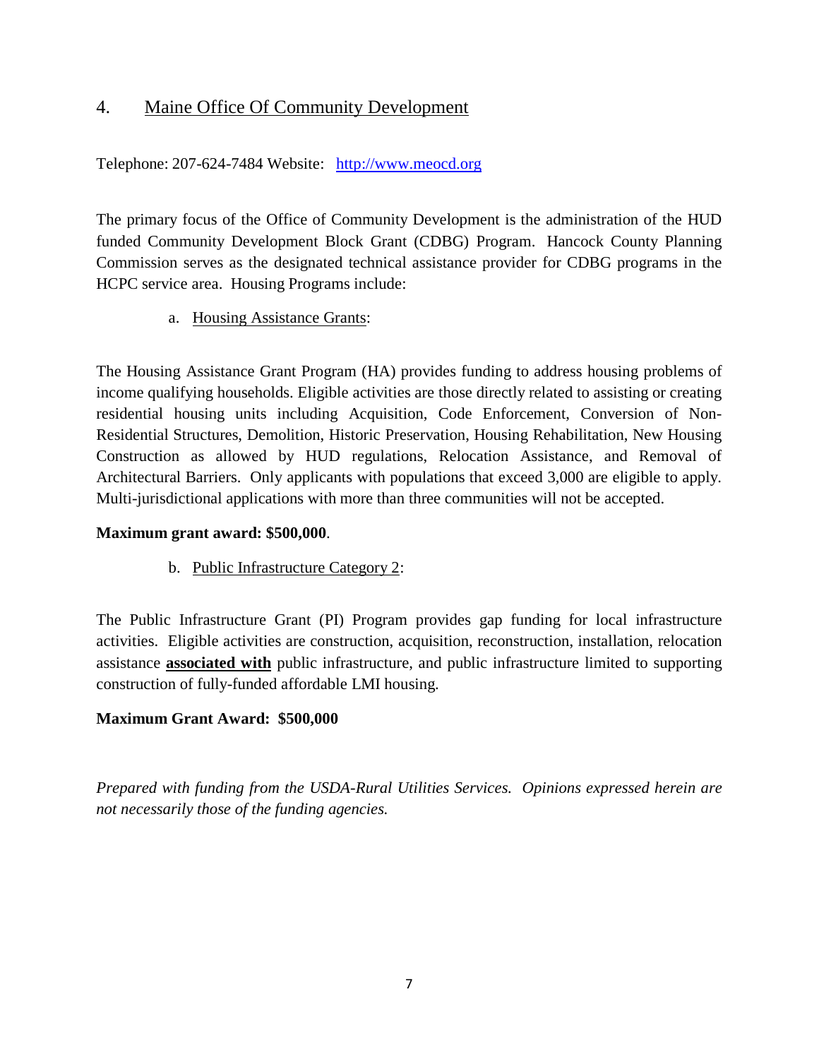## 4. Maine Office Of Community Development

Telephone: 207-624-7484 Website: [http://www.meocd.org](http://www.meocd.org)

The primary focus of the Office of Community Development is the administration of the HUD funded Community Development Block Grant (CDBG) Program. Hancock County Planning Commission serves as the designated technical assistance provider for CDBG programs in the HCPC service area. Housing Programs include:

a. Housing Assistance Grants:

The Housing Assistance Grant Program (HA) provides funding to address housing problems of income qualifying households. Eligible activities are those directly related to assisting or creating residential housing units including Acquisition, Code Enforcement, Conversion of Non-Residential Structures, Demolition, Historic Preservation, Housing Rehabilitation, New Housing Construction as allowed by HUD regulations, Relocation Assistance, and Removal of Architectural Barriers. Only applicants with populations that exceed 3,000 are eligible to apply. Multi-jurisdictional applications with more than three communities will not be accepted.

**Maximum grant award: $500,000**.

b. Public Infrastructure Category 2:

The Public Infrastructure Grant (PI) Program provides gap funding for local infrastructure activities. Eligible activities are construction, acquisition, reconstruction, installation, relocation assistance **associated with** public infrastructure, and public infrastructure limited to supporting construction of fully-funded affordable LMI housing.

**Maximum Grant Award: $500,000**

*Prepared with funding from the USDA-Rural Utilities Services. Opinions expressed herein are not necessarily those of the funding agencies.*